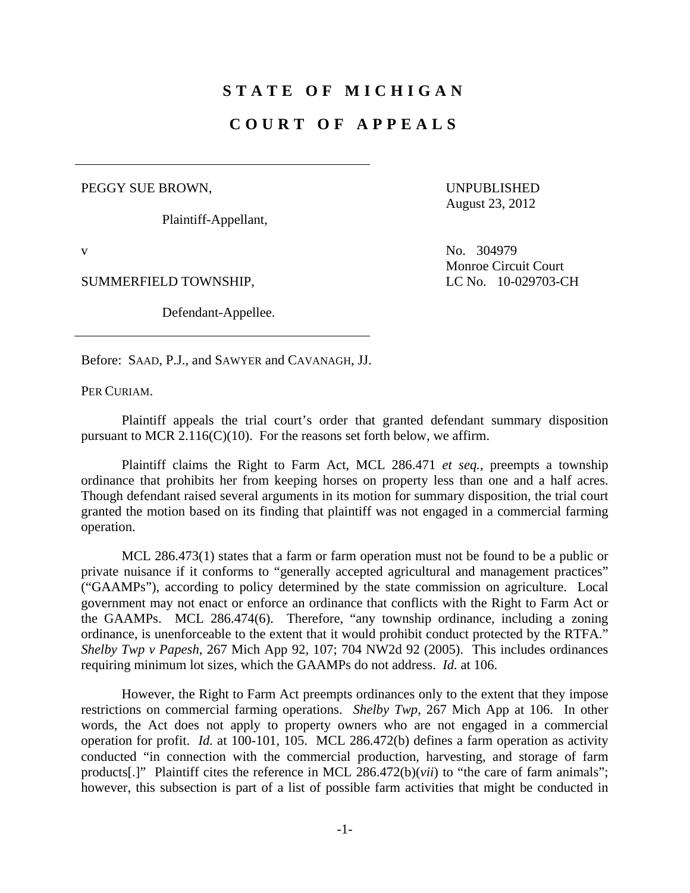# STATE OF MICHIGAN

# COURT OF APPEALS

PEGGY SUE BROWN,

Plaintiff-Appellant,

v

SUMMERFIELD TOWNSHIP,

Defendant-Appellee.

UNPUBLISHED
August 23, 2012

No. 304979
Monroe Circuit Court
LC No. 10-029703-CH

Before: SAAD, P.J., and SAWYER and CAVANAGH, JJ.

PER CURIAM.

Plaintiff appeals the trial court's order that granted defendant summary disposition pursuant to MCR 2.116(C)(10). For the reasons set forth below, we affirm.

Plaintiff claims the Right to Farm Act, MCL 286.471 *et seq.*, preempts a township ordinance that prohibits her from keeping horses on property less than one and a half acres. Though defendant raised several arguments in its motion for summary disposition, the trial court granted the motion based on its finding that plaintiff was not engaged in a commercial farming operation.

MCL 286.473(1) states that a farm or farm operation must not be found to be a public or private nuisance if it conforms to "generally accepted agricultural and management practices" ("GAAMPs"), according to policy determined by the state commission on agriculture. Local government may not enact or enforce an ordinance that conflicts with the Right to Farm Act or the GAAMPs. MCL 286.474(6). Therefore, "any township ordinance, including a zoning ordinance, is unenforceable to the extent that it would prohibit conduct protected by the RTFA." *Shelby Twp v Papesh*, 267 Mich App 92, 107; 704 NW2d 92 (2005). This includes ordinances requiring minimum lot sizes, which the GAAMPs do not address. *Id.* at 106.

However, the Right to Farm Act preempts ordinances only to the extent that they impose restrictions on commercial farming operations. *Shelby Twp*, 267 Mich App at 106. In other words, the Act does not apply to property owners who are not engaged in a commercial operation for profit. *Id.* at 100-101, 105. MCL 286.472(b) defines a farm operation as activity conducted "in connection with the commercial production, harvesting, and storage of farm products[.]" Plaintiff cites the reference in MCL 286.472(b)(*vii*) to "the care of farm animals"; however, this subsection is part of a list of possible farm activities that might be conducted in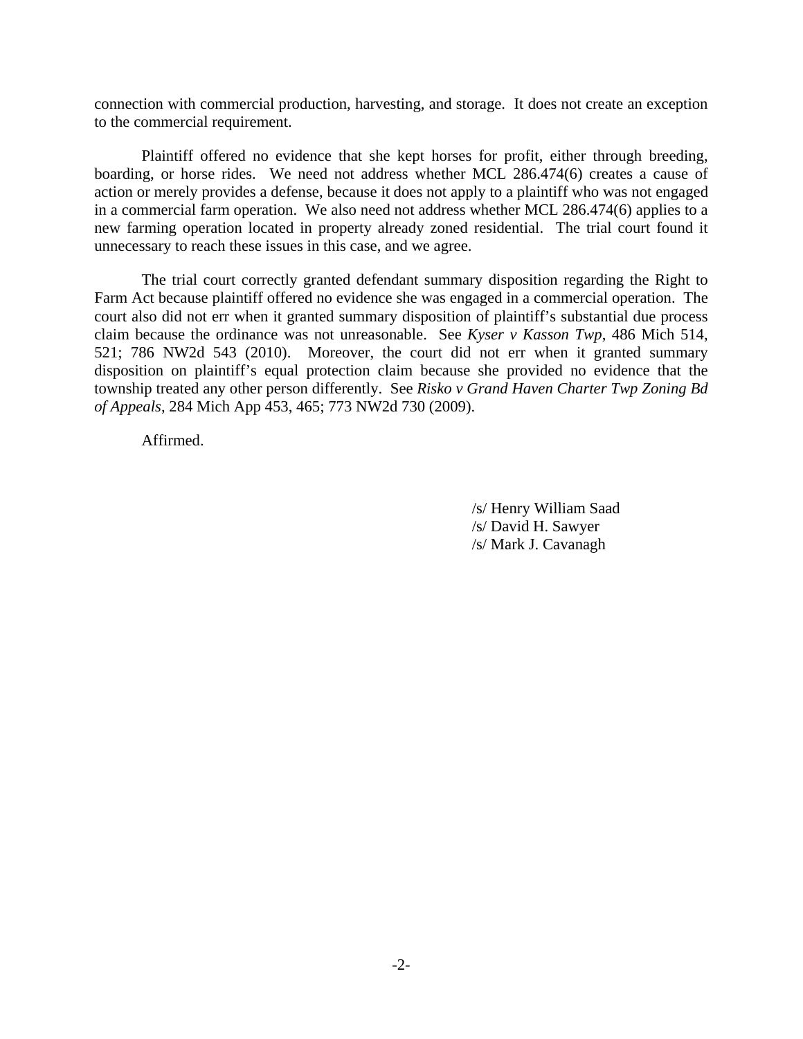connection with commercial production, harvesting, and storage. It does not create an exception to the commercial requirement.

Plaintiff offered no evidence that she kept horses for profit, either through breeding, boarding, or horse rides. We need not address whether MCL 286.474(6) creates a cause of action or merely provides a defense, because it does not apply to a plaintiff who was not engaged in a commercial farm operation. We also need not address whether MCL 286.474(6) applies to a new farming operation located in property already zoned residential. The trial court found it unnecessary to reach these issues in this case, and we agree.

The trial court correctly granted defendant summary disposition regarding the Right to Farm Act because plaintiff offered no evidence she was engaged in a commercial operation. The court also did not err when it granted summary disposition of plaintiff's substantial due process claim because the ordinance was not unreasonable. See *Kyser v Kasson Twp*, 486 Mich 514, 521; 786 NW2d 543 (2010). Moreover, the court did not err when it granted summary disposition on plaintiff's equal protection claim because she provided no evidence that the township treated any other person differently. See *Risko v Grand Haven Charter Twp Zoning Bd of Appeals*, 284 Mich App 453, 465; 773 NW2d 730 (2009).

Affirmed.

/s/ Henry William Saad
/s/ David H. Sawyer
/s/ Mark J. Cavanagh